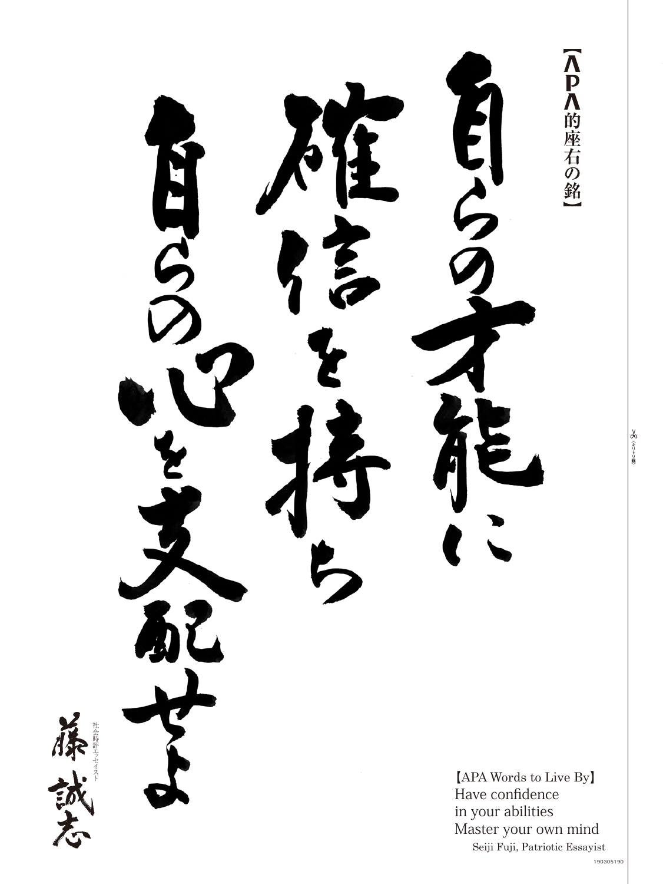【APA的座右の銘】

自らの才能に確信を持ち自らの心を支配せよ

社会時評エッセイスト 藤 誠志

【APA Words to Live By】
Have confidence
in your abilities
Master your own mind
Seiji Fuji, Patriotic Essayist

190305190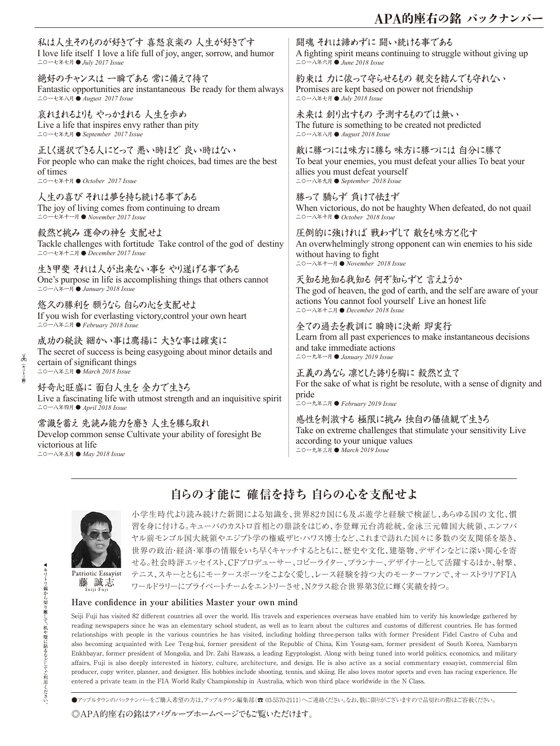# APA的座右の銘 バックナンバー

私は人生そのものが好きです 喜怒哀楽の 人生が好きです
I love life itself I love a life full of joy, anger, sorrow, and humor
二〇一七年七月 ● *July 2017 Issue*

絶好のチャンスは 一瞬である 常に備えて待て
Fantastic opportunities are instantaneous Be ready for them always
二〇一七年八月 ● *August 2017 Issue*

哀れまれるよりも やっかまれる 人生を歩め
Live a life that inspires envy rather than pity
二〇一七年九月 ● *September 2017 Issue*

正しく選択できる人にとって 悪い時ほど 良い時はない
For people who can make the right choices, bad times are the best of times
二〇一七年十月 ● *October 2017 Issue*

人生の喜び それは夢を持ち続ける事である
The joy of living comes from continuing to dream
二〇一七年十一月 ● *November 2017 Issue*

毅然と挑み 運命の神を 支配せよ
Tackle challenges with fortitude Take control of the god of destiny
二〇一七年十二月 ● *December 2017 Issue*

生き甲斐 それは人が出来ない事を やり遂げる事である
One's purpose in life is accomplishing things that others cannot
二〇一八年一月 ● *January 2018 Issue*

悠久の勝利を 願うなら 自らの心を支配せよ
If you wish for everlasting victory,control your own heart
二〇一八年二月 ● *February 2018 Issue*

成功の秘訣 細かい事は鷹揚に 大きな事は確実に
The secret of success is being easygoing about minor details and certain of significant things
二〇一八年三月 ● *March 2018 Issue*

好奇心旺盛に 面白人生を 全力で生きろ
Live a fascinating life with utmost strength and an inquisitive spirit
二〇一八年四月 ● *April 2018 Issue*

常識を蓄え 先読み能力を磨き 人生を勝ち取れ
Develop common sense Cultivate your ability of foresight Be victorious at life
二〇一八年五月 ● *May 2018 Issue*

闘魂 それは諦めずに 闘い続ける事である
A fighting spirit means continuing to struggle without giving up
二〇一八年六月 ● *June 2018 Issue*

約束は 力に依って守らせるもの 親交を結んでも守れない
Promises are kept based on power not friendship
二〇一八年七月 ● *July 2018 Issue*

未来は 創り出すもの 予測するものでは無い
The future is something to be created not predicted
二〇一八年八月 ● *August 2018 Issue*

敵に勝つには味方に勝ち 味方に勝つには 自分に勝て
To beat your enemies, you must defeat your allies To beat your allies you must defeat yourself
二〇一八年九月 ● *September 2018 Issue*

勝って 驕らず 負けて怯まず
When victorious, do not be haughty When defeated, do not quail
二〇一八年十月 ● *October 2018 Issue*

圧倒的に強ければ 戦わずして 敵をも味方と化す
An overwhelmingly strong opponent can win enemies to his side without having to fight
二〇一八年十一月 ● *November 2018 Issue*

天知る地知る我知る 何ぞ知らずと 言えようか
The god of heaven, the god of earth, and the self are aware of your actions You cannot fool yourself Live an honest life
二〇一八年十二月 ● *December 2018 Issue*

全ての過去を教訓に 瞬時に決断 即実行
Learn from all past experiences to make instantaneous decisions and take immediate actions
二〇一九年一月 ● *January 2019 Issue*

正義の為なら 凛とした誇りを胸に 毅然と立て
For the sake of what is right be resolute, with a sense of dignity and pride
二〇一九年二月 ● *February 2019 Issue*

感性を刺激する 極限に挑み 独自の価値観で生きろ
Take on extreme challenges that stimulate your sensitivity Live according to your unique values
二〇一九年三月 ● *March 2019 Issue*

（キリトリ線）

## 自らの才能に 確信を持ち 自らの心を支配せよ

Patriotic Essayist
藤 誠志
Seiji Fuji

小学生時代より読み続けた新聞による知識を、世界82カ国にも及ぶ遊学と経験で検証し、あらゆる国の文化、慣習を身に付ける。キューバのカストロ首相との鼎談をはじめ、李登輝元台湾総統、金泳三元韓国大統領、エンフバヤル前モンゴル国大統領やエジプト学の権威ザヒ・ハワス博士など、これまで訪れた国々に多数の交友関係を築き、世界の政治・経済・軍事の情報をいち早くキャッチするとともに、歴史や文化、建築物、デザインなどに深い関心を寄せる。社会時評エッセイスト、CFプロデューサー、コピーライター、プランナー、デザイナーとして活躍するほか、射撃、テニス、スキーとともにモータースポーツをこよなく愛し、レース経験を持つ大のモーターファンで、オーストラリアFIAワールドラリーにプライベートチームをエントリーさせ、Nクラス総合世界第3位に輝く実績を持つ。

### Have confidence in your abilities Master your own mind

Seiji Fuji has visited 82 different countries all over the world. His travels and experiences overseas have enabled him to verify his knowledge gathered by reading newspapers since he was an elementary school student, as well as to learn about the cultures and customs of different countries. He has formed relationships with people in the various countries he has visited, including holding three-person talks with former President Fidel Castro of Cuba and also becoming acquainted with Lee Teng-hui, former president of the Republic of China, Kim Young-sam, former president of South Korea, Nambaryn Enkhbayar, former president of Mongolia, and Dr. Zahi Hawass, a leading Egyptologist. Along with being tuned into world politics, economics, and military affairs, Fuji is also deeply interested in history, culture, architecture, and design. He is also active as a social commentary essayist, commercial film producer, copy writer, planner, and designer. His hobbies include shooting, tennis, and skiing. He also loves motor sports and even has racing experience. He entered a private team in the FIA World Rally Championship in Australia, which won third place worldwide in the N Class.

◀キリトリ線から切り離して、机や壁に貼るなどしてご利用ください。

●アップルタウンのバックナンバーをご購入希望の方は、アップルタウン編集部（☎ 03-5570-2111）へご連絡ください。なお、数に限りがございますので品切れの際はご容赦ください。

◎APA的座右の銘はアパグループホームページでもご覧いただけます。